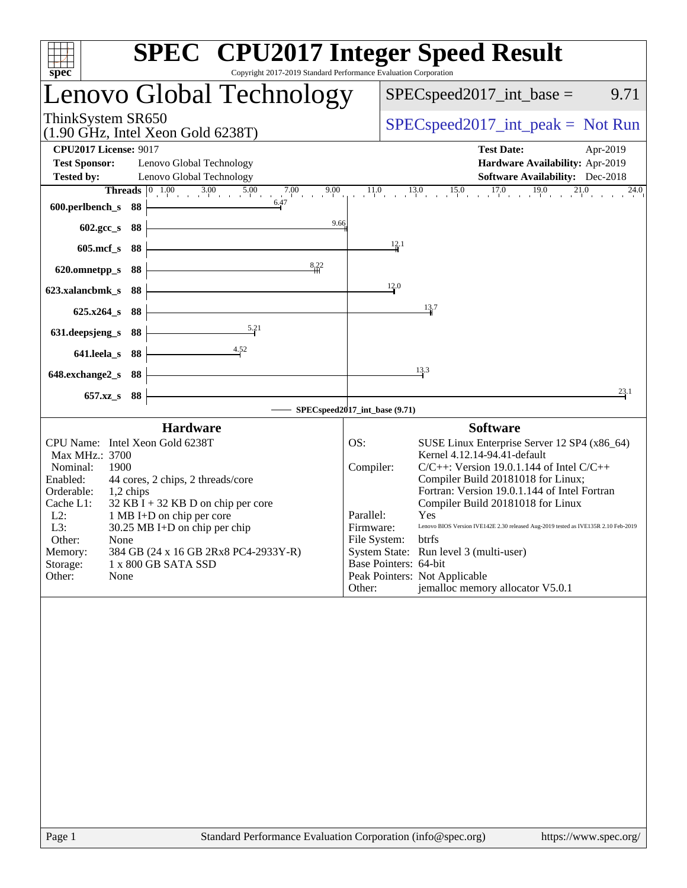# SPEC CPU2017 Integer Speed Result

Copyright 2017-2019 Standard Performance Evaluation Corporation

## Lenovo Global Technology

ThinkSystem SR650
(1.90 GHz, Intel Xeon Gold 6238T)

SPECspeed2017_int_base = 9.71

SPECspeed2017_int_peak = Not Run

| | | | |
|---|---|---|---|
| **CPU2017 License:** | 9017 | **Test Date:** | Apr-2019 |
| **Test Sponsor:** | Lenovo Global Technology | **Hardware Availability:** | Apr-2019 |
| **Tested by:** | Lenovo Global Technology | **Software Availability:** | Dec-2018 |

| Benchmark | Threads | Base Ratio |
|---|---|---|
| 600.perlbench_s | 88 | 6.47 |
| 602.gcc_s | 88 | 9.66 |
| 605.mcf_s | 88 | 12.1 |
| 620.omnetpp_s | 88 | 8.22 |
| 623.xalancbmk_s | 88 | 12.0 |
| 625.x264_s | 88 | 13.7 |
| 631.deepsjeng_s | 88 | 5.21 |
| 641.leela_s | 88 | 4.52 |
| 648.exchange2_s | 88 | 13.3 |
| 657.xz_s | 88 | 23.1 |

SPECspeed2017_int_base (9.71)

### Hardware

| | |
|---|---|
| CPU Name: | Intel Xeon Gold 6238T |
| Max MHz.: | 3700 |
| Nominal: | 1900 |
| Enabled: | 44 cores, 2 chips, 2 threads/core |
| Orderable: | 1,2 chips |
| Cache L1: | 32 KB I + 32 KB D on chip per core |
| L2: | 1 MB I+D on chip per core |
| L3: | 30.25 MB I+D on chip per chip |
| Other: | None |
| Memory: | 384 GB (24 x 16 GB 2Rx8 PC4-2933Y-R) |
| Storage: | 1 x 800 GB SATA SSD |
| Other: | None |

### Software

| | |
|---|---|
| OS: | SUSE Linux Enterprise Server 12 SP4 (x86_64) Kernel 4.12.14-94.41-default |
| Compiler: | C/C++: Version 19.0.1.144 of Intel C/C++ Compiler Build 20181018 for Linux; Fortran: Version 19.0.1.144 of Intel Fortran Compiler Build 20181018 for Linux |
| Parallel: | Yes |
| Firmware: | Lenovo BIOS Version IVE142E 2.30 released Aug-2019 tested as IVE135R 2.10 Feb-2019 |
| File System: | btrfs |
| System State: | Run level 3 (multi-user) |
| Base Pointers: | 64-bit |
| Peak Pointers: | Not Applicable |
| Other: | jemalloc memory allocator V5.0.1 |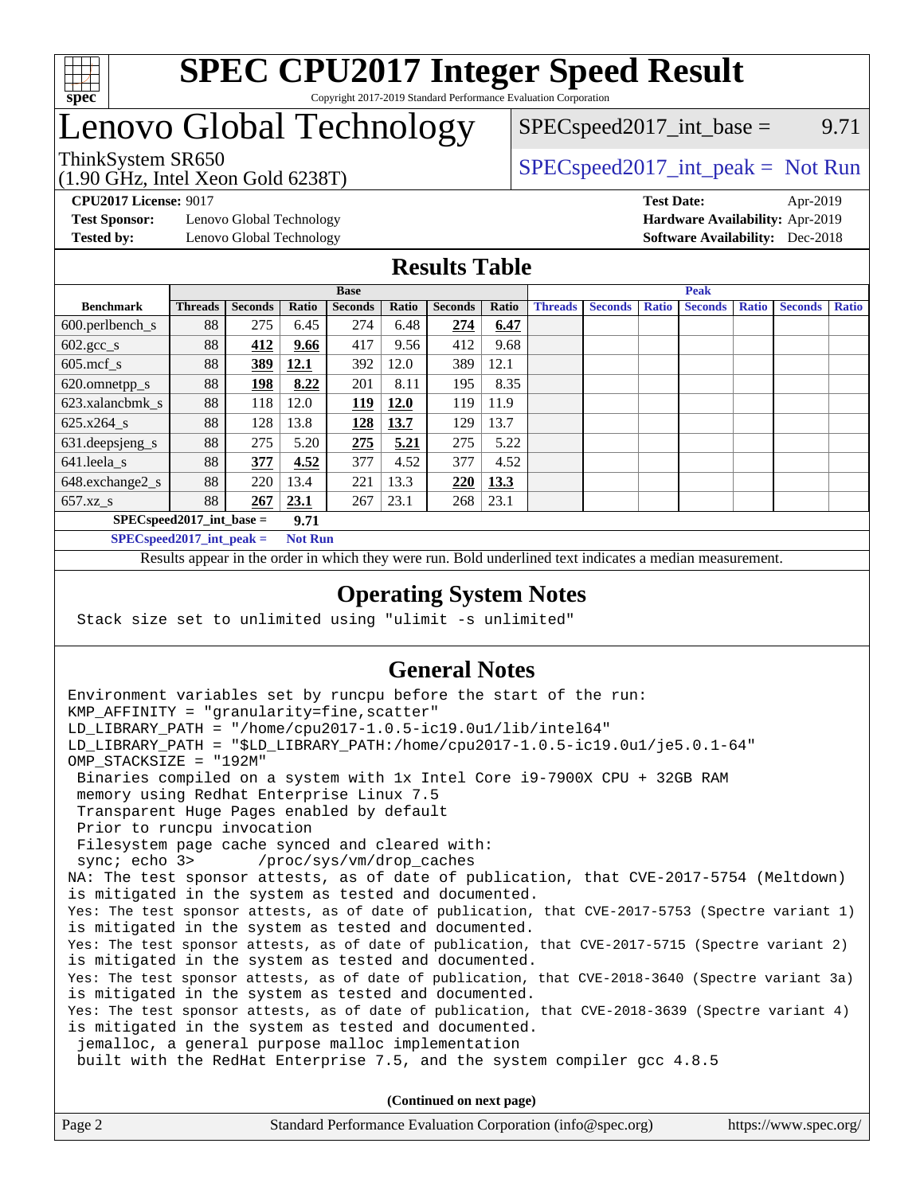# SPEC CPU2017 Integer Speed Result

Copyright 2017-2019 Standard Performance Evaluation Corporation

# Lenovo Global Technology

ThinkSystem SR650
(1.90 GHz, Intel Xeon Gold 6238T)

SPECspeed2017_int_base = 9.71

SPECspeed2017_int_peak = Not Run

**CPU2017 License:** 9017
**Test Sponsor:** Lenovo Global Technology
**Tested by:** Lenovo Global Technology

**Test Date:** Apr-2019
**Hardware Availability:** Apr-2019
**Software Availability:** Dec-2018

## Results Table

| Benchmark | Base | | | | | | | Peak | | | | | | |
|---|---|---|---|---|---|---|---|---|---|---|---|---|---|---|
| | Threads | Seconds | Ratio | Seconds | Ratio | Seconds | Ratio | Threads | Seconds | Ratio | Seconds | Ratio | Seconds | Ratio |
| 600.perlbench_s | 88 | 275 | 6.45 | 274 | 6.48 | **274** | **6.47** | | | | | | | |
| 602.gcc_s | 88 | **412** | **9.66** | 417 | 9.56 | 412 | 9.68 | | | | | | | |
| 605.mcf_s | 88 | **389** | **12.1** | 392 | 12.0 | 389 | 12.1 | | | | | | | |
| 620.omnetpp_s | 88 | **198** | **8.22** | 201 | 8.11 | 195 | 8.35 | | | | | | | |
| 623.xalancbmk_s | 88 | 118 | 12.0 | **119** | **12.0** | 119 | 11.9 | | | | | | | |
| 625.x264_s | 88 | 128 | 13.8 | **128** | **13.7** | 129 | 13.7 | | | | | | | |
| 631.deepsjeng_s | 88 | 275 | 5.20 | **275** | **5.21** | 275 | 5.22 | | | | | | | |
| 641.leela_s | 88 | **377** | **4.52** | 377 | 4.52 | 377 | 4.52 | | | | | | | |
| 648.exchange2_s | 88 | 220 | 13.4 | 221 | 13.3 | **220** | **13.3** | | | | | | | |
| 657.xz_s | 88 | **267** | **23.1** | 267 | 23.1 | 268 | 23.1 | | | | | | | |

**SPECspeed2017_int_base = 9.71**

**SPECspeed2017_int_peak = Not Run**

Results appear in the order in which they were run. Bold underlined text indicates a median measurement.

## Operating System Notes

```
Stack size set to unlimited using "ulimit -s unlimited"
```

## General Notes

```
Environment variables set by runcpu before the start of the run:
KMP_AFFINITY = "granularity=fine,scatter"
LD_LIBRARY_PATH = "/home/cpu2017-1.0.5-ic19.0u1/lib/intel64"
LD_LIBRARY_PATH = "$LD_LIBRARY_PATH:/home/cpu2017-1.0.5-ic19.0u1/je5.0.1-64"
OMP_STACKSIZE = "192M"
 Binaries compiled on a system with 1x Intel Core i9-7900X CPU + 32GB RAM
 memory using Redhat Enterprise Linux 7.5
 Transparent Huge Pages enabled by default
 Prior to runcpu invocation
 Filesystem page cache synced and cleared with:
 sync; echo 3>       /proc/sys/vm/drop_caches
NA: The test sponsor attests, as of date of publication, that CVE-2017-5754 (Meltdown)
is mitigated in the system as tested and documented.
Yes: The test sponsor attests, as of date of publication, that CVE-2017-5753 (Spectre variant 1)
is mitigated in the system as tested and documented.
Yes: The test sponsor attests, as of date of publication, that CVE-2017-5715 (Spectre variant 2)
is mitigated in the system as tested and documented.
Yes: The test sponsor attests, as of date of publication, that CVE-2018-3640 (Spectre variant 3a)
is mitigated in the system as tested and documented.
Yes: The test sponsor attests, as of date of publication, that CVE-2018-3639 (Spectre variant 4)
is mitigated in the system as tested and documented.
 jemalloc, a general purpose malloc implementation
 built with the RedHat Enterprise 7.5, and the system compiler gcc 4.8.5
```

**(Continued on next page)**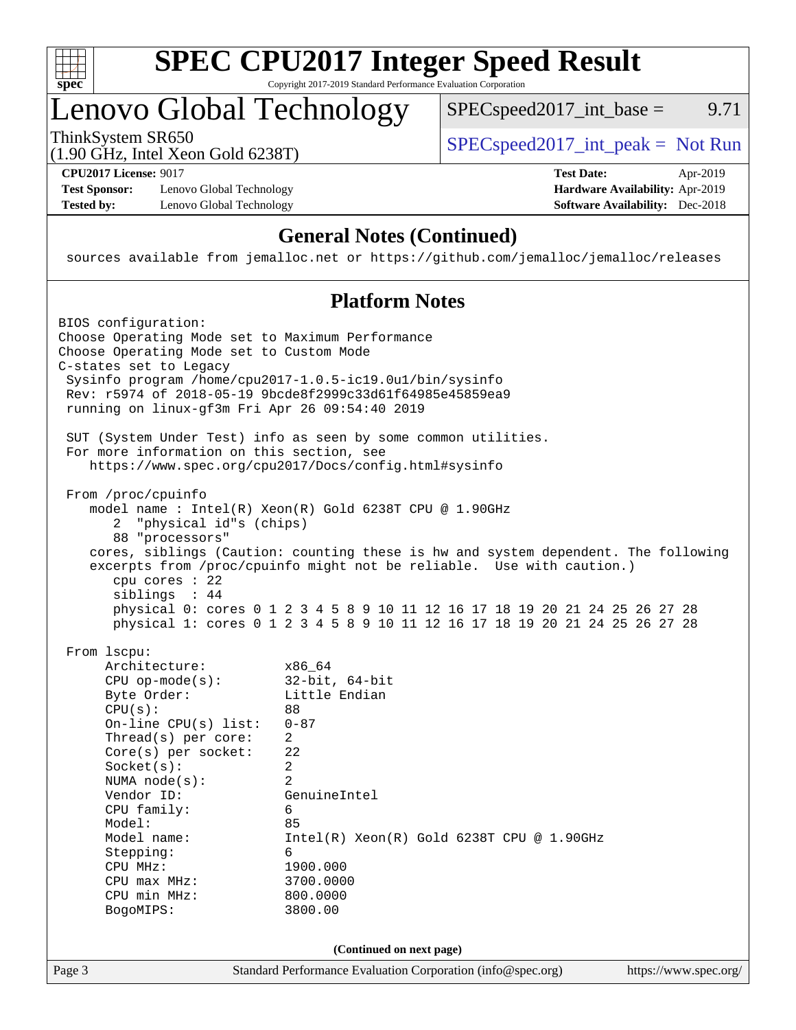# SPEC CPU2017 Integer Speed Result

Copyright 2017-2019 Standard Performance Evaluation Corporation

# Lenovo Global Technology

ThinkSystem SR650
(1.90 GHz, Intel Xeon Gold 6238T)

SPECspeed2017_int_base = 9.71

SPECspeed2017_int_peak = Not Run

**CPU2017 License:** 9017
**Test Sponsor:** Lenovo Global Technology
**Tested by:** Lenovo Global Technology

**Test Date:** Apr-2019
**Hardware Availability:** Apr-2019
**Software Availability:** Dec-2018

## General Notes (Continued)

```
sources available from jemalloc.net or https://github.com/jemalloc/jemalloc/releases
```

## Platform Notes

```
BIOS configuration:
Choose Operating Mode set to Maximum Performance
Choose Operating Mode set to Custom Mode
C-states set to Legacy
 Sysinfo program /home/cpu2017-1.0.5-ic19.0u1/bin/sysinfo
 Rev: r5974 of 2018-05-19 9bcde8f2999c33d61f64985e45859ea9
 running on linux-gf3m Fri Apr 26 09:54:40 2019

 SUT (System Under Test) info as seen by some common utilities.
 For more information on this section, see
    https://www.spec.org/cpu2017/Docs/config.html#sysinfo

 From /proc/cpuinfo
    model name : Intel(R) Xeon(R) Gold 6238T CPU @ 1.90GHz
       2  "physical id"s (chips)
       88 "processors"
    cores, siblings (Caution: counting these is hw and system dependent. The following
    excerpts from /proc/cpuinfo might not be reliable.  Use with caution.)
       cpu cores : 22
       siblings  : 44
       physical 0: cores 0 1 2 3 4 5 8 9 10 11 12 16 17 18 19 20 21 24 25 26 27 28
       physical 1: cores 0 1 2 3 4 5 8 9 10 11 12 16 17 18 19 20 21 24 25 26 27 28

 From lscpu:
      Architecture:          x86_64
      CPU op-mode(s):        32-bit, 64-bit
      Byte Order:            Little Endian
      CPU(s):                88
      On-line CPU(s) list:   0-87
      Thread(s) per core:    2
      Core(s) per socket:    22
      Socket(s):             2
      NUMA node(s):          2
      Vendor ID:             GenuineIntel
      CPU family:            6
      Model:                 85
      Model name:            Intel(R) Xeon(R) Gold 6238T CPU @ 1.90GHz
      Stepping:              6
      CPU MHz:               1900.000
      CPU max MHz:           3700.0000
      CPU min MHz:           800.0000
      BogoMIPS:              3800.00
```

(Continued on next page)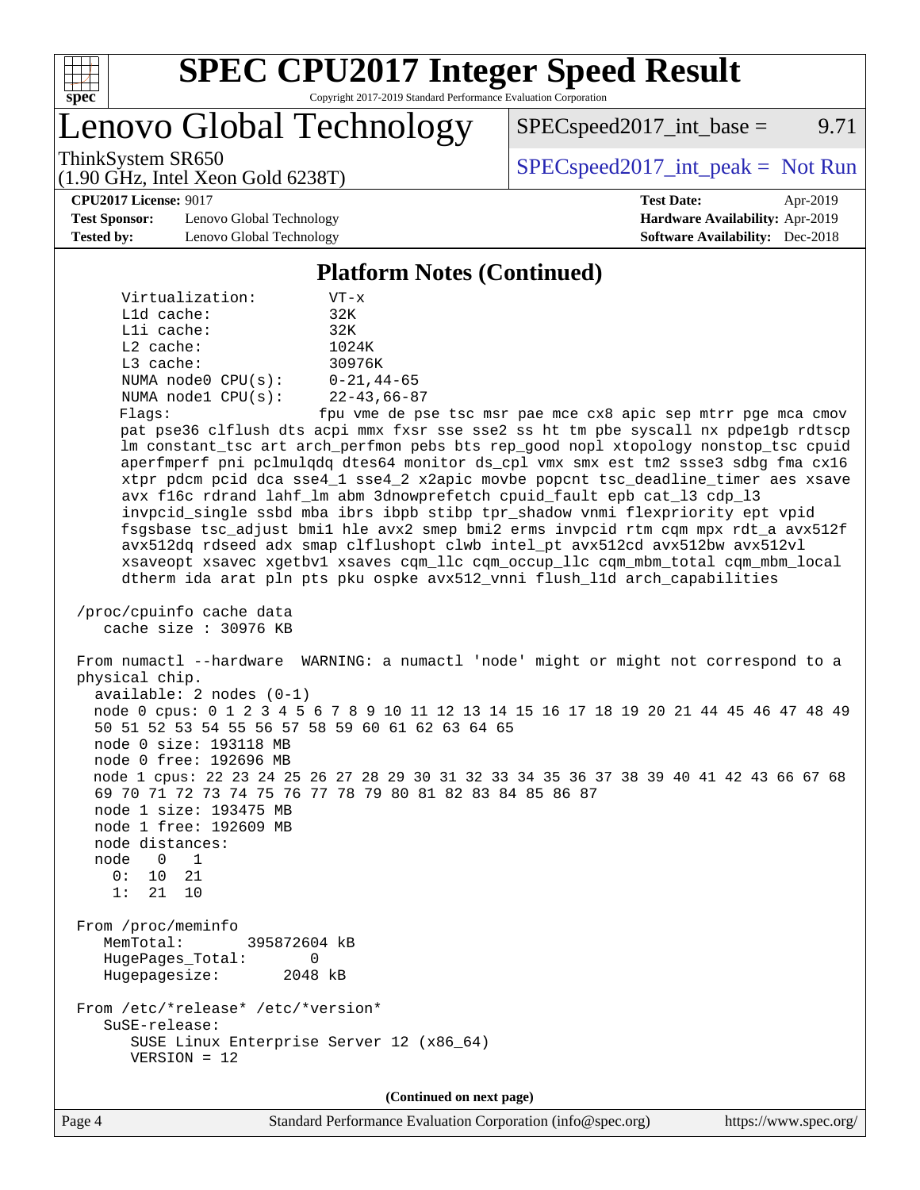# SPEC CPU2017 Integer Speed Result

Copyright 2017-2019 Standard Performance Evaluation Corporation

# Lenovo Global Technology

ThinkSystem SR650
(1.90 GHz, Intel Xeon Gold 6238T)

SPECspeed2017_int_base = 9.71

SPECspeed2017_int_peak = Not Run

**CPU2017 License:** 9017
**Test Sponsor:** Lenovo Global Technology
**Tested by:** Lenovo Global Technology

**Test Date:** Apr-2019
**Hardware Availability:** Apr-2019
**Software Availability:** Dec-2018

## Platform Notes (Continued)

```
     Virtualization:        VT-x
     L1d cache:             32K
     L1i cache:             32K
     L2 cache:              1024K
     L3 cache:              30976K
     NUMA node0 CPU(s):     0-21,44-65
     NUMA node1 CPU(s):     22-43,66-87
     Flags:                fpu vme de pse tsc msr pae mce cx8 apic sep mtrr pge mca cmov
     pat pse36 clflush dts acpi mmx fxsr sse sse2 ss ht tm pbe syscall nx pdpe1gb rdtscp
     lm constant_tsc art arch_perfmon pebs bts rep_good nopl xtopology nonstop_tsc cpuid
     aperfmperf pni pclmulqdq dtes64 monitor ds_cpl vmx smx est tm2 ssse3 sdbg fma cx16
     xtpr pdcm pcid dca sse4_1 sse4_2 x2apic movbe popcnt tsc_deadline_timer aes xsave
     avx f16c rdrand lahf_lm abm 3dnowprefetch cpuid_fault epb cat_l3 cdp_l3
     invpcid_single ssbd mba ibrs ibpb stibp tpr_shadow vnmi flexpriority ept vpid
     fsgsbase tsc_adjust bmi1 hle avx2 smep bmi2 erms invpcid rtm cqm mpx rdt_a avx512f
     avx512dq rdseed adx smap clflushopt clwb intel_pt avx512cd avx512bw avx512vl
     xsaveopt xsavec xgetbv1 xsaves cqm_llc cqm_occup_llc cqm_mbm_total cqm_mbm_local
     dtherm ida arat pln pts pku ospke avx512_vnni flush_l1d arch_capabilities

 /proc/cpuinfo cache data
    cache size : 30976 KB

 From numactl --hardware  WARNING: a numactl 'node' might or might not correspond to a
 physical chip.
   available: 2 nodes (0-1)
   node 0 cpus: 0 1 2 3 4 5 6 7 8 9 10 11 12 13 14 15 16 17 18 19 20 21 44 45 46 47 48 49
   50 51 52 53 54 55 56 57 58 59 60 61 62 63 64 65
   node 0 size: 193118 MB
   node 0 free: 192696 MB
   node 1 cpus: 22 23 24 25 26 27 28 29 30 31 32 33 34 35 36 37 38 39 40 41 42 43 66 67 68
   69 70 71 72 73 74 75 76 77 78 79 80 81 82 83 84 85 86 87
   node 1 size: 193475 MB
   node 1 free: 192609 MB
   node distances:
   node   0   1
     0:  10  21
     1:  21  10

 From /proc/meminfo
    MemTotal:       395872604 kB
    HugePages_Total:       0
    Hugepagesize:       2048 kB

 From /etc/*release* /etc/*version*
    SuSE-release:
       SUSE Linux Enterprise Server 12 (x86_64)
       VERSION = 12
```

(Continued on next page)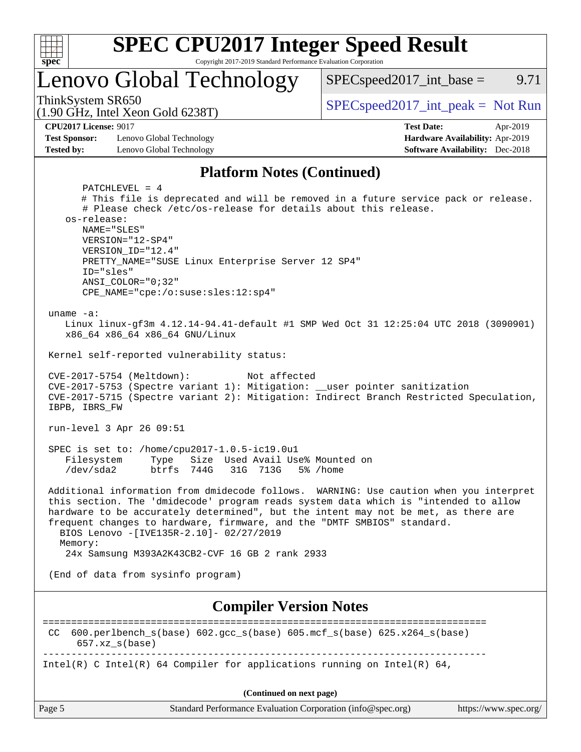## Platform Notes (Continued)

```
      PATCHLEVEL = 4
      # This file is deprecated and will be removed in a future service pack or release.
      # Please check /etc/os-release for details about this release.
   os-release:
      NAME="SLES"
      VERSION="12-SP4"
      VERSION_ID="12.4"
      PRETTY_NAME="SUSE Linux Enterprise Server 12 SP4"
      ID="sles"
      ANSI_COLOR="0;32"
      CPE_NAME="cpe:/o:suse:sles:12:sp4"

 uname -a:
    Linux linux-gf3m 4.12.14-94.41-default #1 SMP Wed Oct 31 12:25:04 UTC 2018 (3090901)
    x86_64 x86_64 x86_64 GNU/Linux

 Kernel self-reported vulnerability status:

 CVE-2017-5754 (Meltdown):          Not affected
 CVE-2017-5753 (Spectre variant 1): Mitigation: __user pointer sanitization
 CVE-2017-5715 (Spectre variant 2): Mitigation: Indirect Branch Restricted Speculation,
 IBPB, IBRS_FW

 run-level 3 Apr 26 09:51

 SPEC is set to: /home/cpu2017-1.0.5-ic19.0u1
    Filesystem     Type   Size  Used Avail Use% Mounted on
    /dev/sda2      btrfs  744G   31G  713G   5% /home

 Additional information from dmidecode follows.  WARNING: Use caution when you interpret
 this section. The 'dmidecode' program reads system data which is "intended to allow
 hardware to be accurately determined", but the intent may not be met, as there are
 frequent changes to hardware, firmware, and the "DMTF SMBIOS" standard.
   BIOS Lenovo -[IVE135R-2.10]- 02/27/2019
   Memory:
    24x Samsung M393A2K43CB2-CVF 16 GB 2 rank 2933

 (End of data from sysinfo program)
```

## Compiler Version Notes

```
==============================================================================
 CC  600.perlbench_s(base) 602.gcc_s(base) 605.mcf_s(base) 625.x264_s(base)
      657.xz_s(base)
------------------------------------------------------------------------------
Intel(R) C Intel(R) 64 Compiler for applications running on Intel(R) 64,
```

(Continued on next page)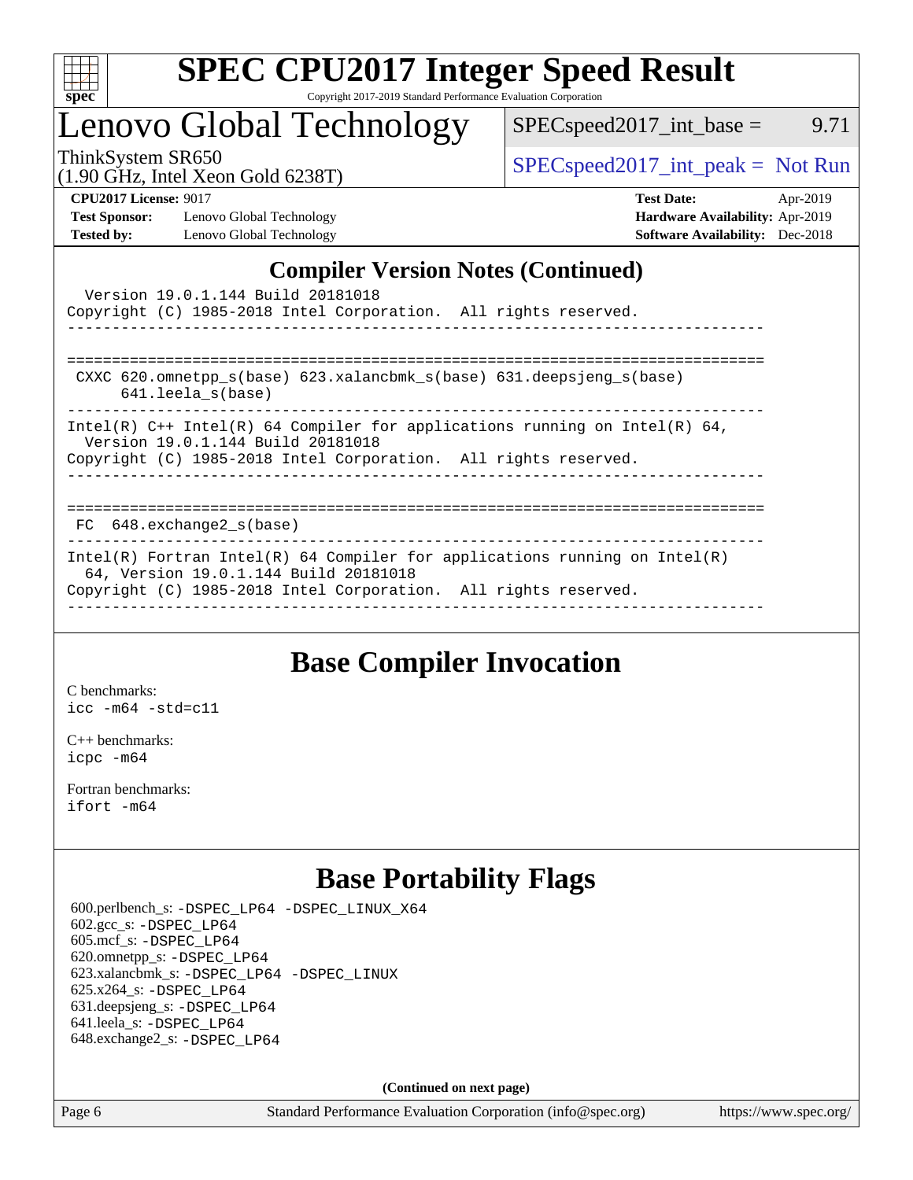## Compiler Version Notes (Continued)

```
  Version 19.0.1.144 Build 20181018
Copyright (C) 1985-2018 Intel Corporation.  All rights reserved.
------------------------------------------------------------------------------

==============================================================================
 CXXC 620.omnetpp_s(base) 623.xalancbmk_s(base) 631.deepsjeng_s(base)
      641.leela_s(base)
------------------------------------------------------------------------------
Intel(R) C++ Intel(R) 64 Compiler for applications running on Intel(R) 64,
  Version 19.0.1.144 Build 20181018
Copyright (C) 1985-2018 Intel Corporation.  All rights reserved.
------------------------------------------------------------------------------

==============================================================================
 FC  648.exchange2_s(base)
------------------------------------------------------------------------------
Intel(R) Fortran Intel(R) 64 Compiler for applications running on Intel(R)
  64, Version 19.0.1.144 Build 20181018
Copyright (C) 1985-2018 Intel Corporation.  All rights reserved.
------------------------------------------------------------------------------
```

## Base Compiler Invocation

C benchmarks:
`icc -m64 -std=c11`

C++ benchmarks:
`icpc -m64`

Fortran benchmarks:
`ifort -m64`

## Base Portability Flags

600.perlbench_s: -DSPEC_LP64 -DSPEC_LINUX_X64
602.gcc_s: -DSPEC_LP64
605.mcf_s: -DSPEC_LP64
620.omnetpp_s: -DSPEC_LP64
623.xalancbmk_s: -DSPEC_LP64 -DSPEC_LINUX
625.x264_s: -DSPEC_LP64
631.deepsjeng_s: -DSPEC_LP64
641.leela_s: -DSPEC_LP64
648.exchange2_s: -DSPEC_LP64

**(Continued on next page)**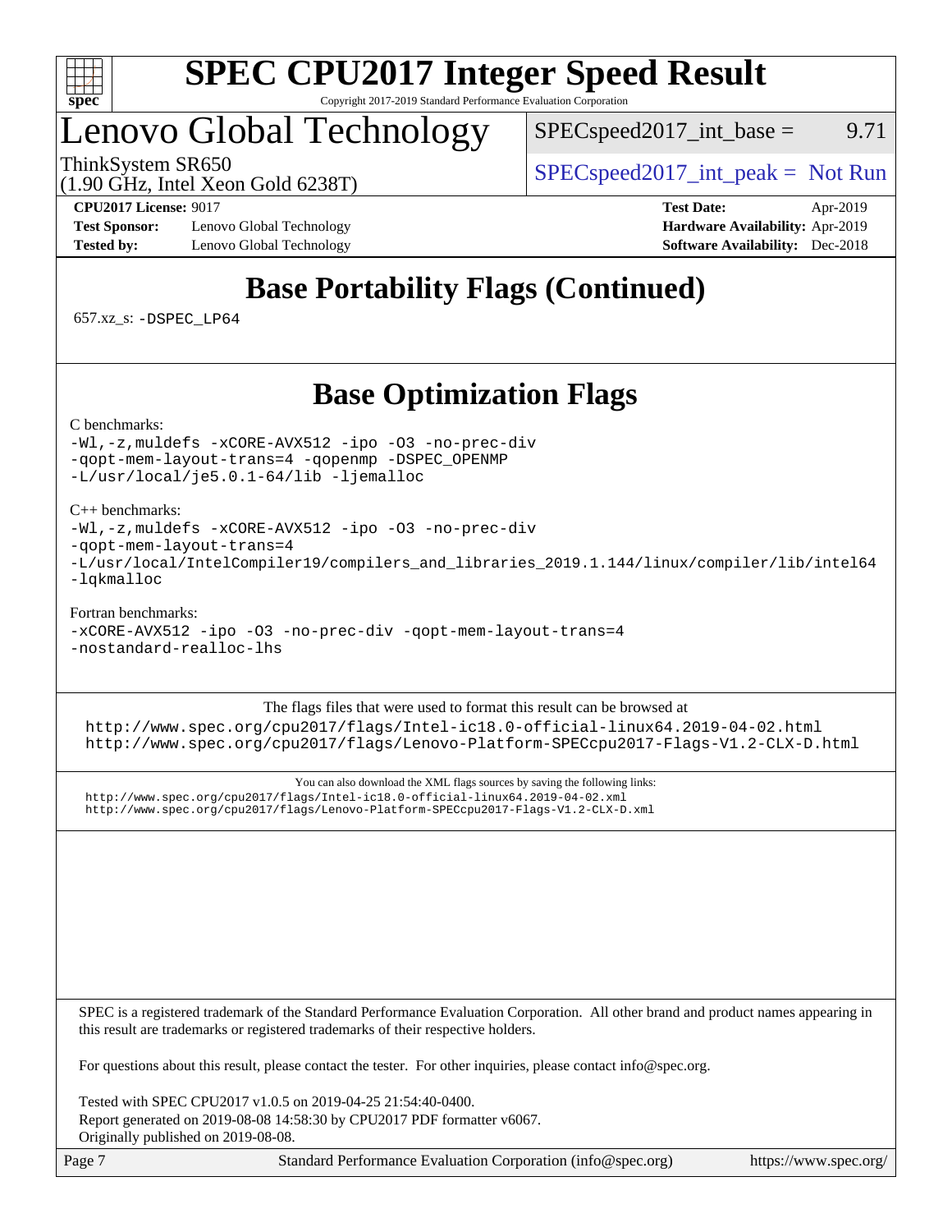# SPEC CPU2017 Integer Speed Result

Copyright 2017-2019 Standard Performance Evaluation Corporation

# Lenovo Global Technology

ThinkSystem SR650
(1.90 GHz, Intel Xeon Gold 6238T)

SPECspeed2017_int_base = 9.71

SPECspeed2017_int_peak = Not Run

**CPU2017 License:** 9017
**Test Sponsor:** Lenovo Global Technology
**Tested by:** Lenovo Global Technology

**Test Date:** Apr-2019
**Hardware Availability:** Apr-2019
**Software Availability:** Dec-2018

## Base Portability Flags (Continued)

657.xz_s: -DSPEC_LP64

## Base Optimization Flags

C benchmarks:
```
-Wl,-z,muldefs -xCORE-AVX512 -ipo -O3 -no-prec-div
-qopt-mem-layout-trans=4 -qopenmp -DSPEC_OPENMP
-L/usr/local/je5.0.1-64/lib -ljemalloc
```

C++ benchmarks:
```
-Wl,-z,muldefs -xCORE-AVX512 -ipo -O3 -no-prec-div
-qopt-mem-layout-trans=4
-L/usr/local/IntelCompiler19/compilers_and_libraries_2019.1.144/linux/compiler/lib/intel64
-lqkmalloc
```

Fortran benchmarks:
```
-xCORE-AVX512 -ipo -O3 -no-prec-div -qopt-mem-layout-trans=4
-nostandard-realloc-lhs
```

The flags files that were used to format this result can be browsed at
http://www.spec.org/cpu2017/flags/Intel-ic18.0-official-linux64.2019-04-02.html
http://www.spec.org/cpu2017/flags/Lenovo-Platform-SPECcpu2017-Flags-V1.2-CLX-D.html

You can also download the XML flags sources by saving the following links:
http://www.spec.org/cpu2017/flags/Intel-ic18.0-official-linux64.2019-04-02.xml
http://www.spec.org/cpu2017/flags/Lenovo-Platform-SPECcpu2017-Flags-V1.2-CLX-D.xml

SPEC is a registered trademark of the Standard Performance Evaluation Corporation. All other brand and product names appearing in this result are trademarks or registered trademarks of their respective holders.

For questions about this result, please contact the tester. For other inquiries, please contact info@spec.org.

Tested with SPEC CPU2017 v1.0.5 on 2019-04-25 21:54:40-0400.
Report generated on 2019-08-08 14:58:30 by CPU2017 PDF formatter v6067.
Originally published on 2019-08-08.